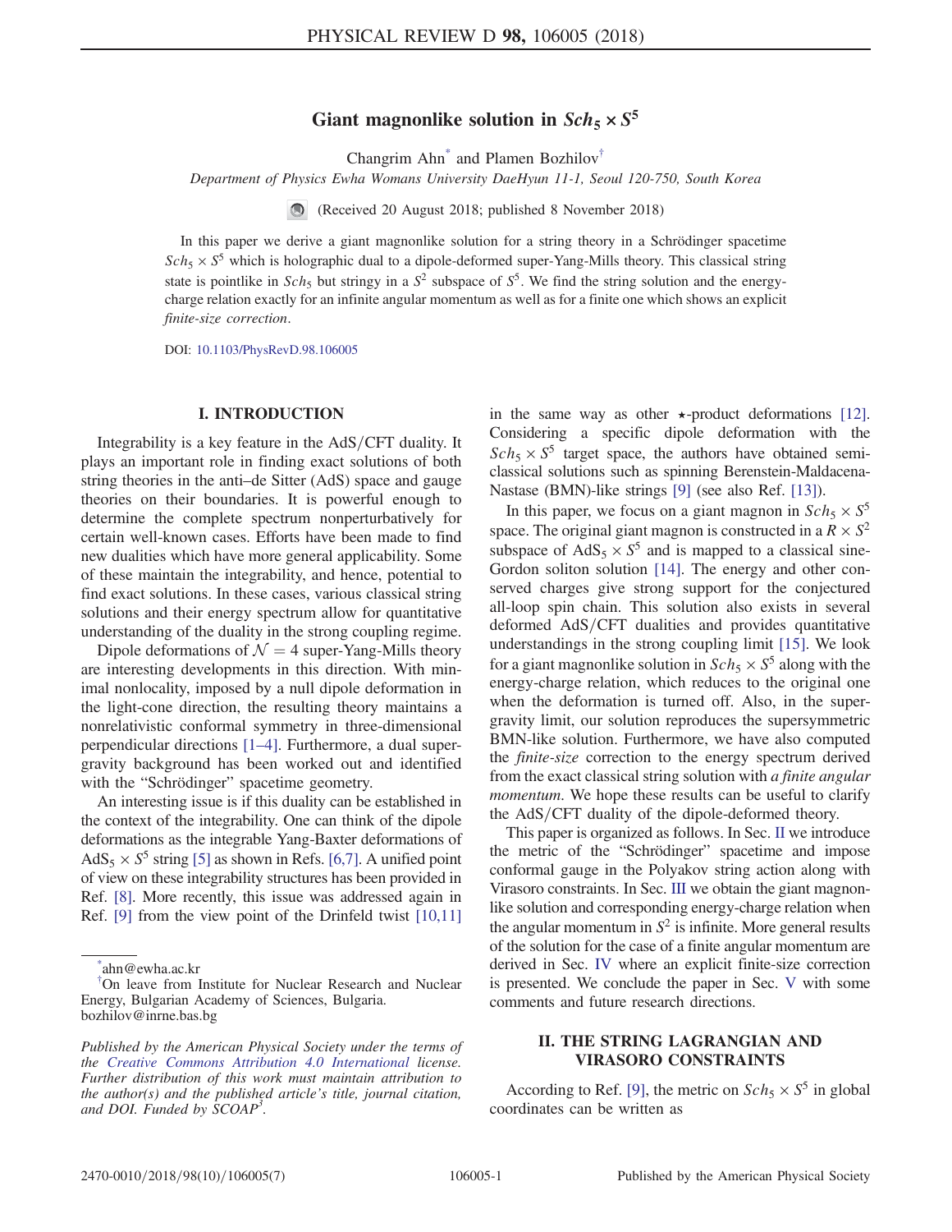# Giant magnonlike solution in $Sch_5 \times S^5$

Changrim Ahn[*] and Plamen Bozhilov[†]

*Department of Physics Ewha Womans University DaeHyun 11-1, Seoul 120-750, South Korea*

(Received 20 August 2018; published 8 November 2018)

In this paper we derive a giant magnonlike solution for a string theory in a Schrödinger spacetime $Sch_5 \times S^5$ which is holographic dual to a dipole-deformed super-Yang-Mills theory. This classical string state is pointlike in $Sch_5$ but stringy in a $S^2$ subspace of $S^5$. We find the string solution and the energy-charge relation exactly for an infinite angular momentum as well as for a finite one which shows an explicit *finite-size correction*.

DOI: 10.1103/PhysRevD.98.106005

## I. INTRODUCTION

Integrability is a key feature in the AdS/CFT duality. It plays an important role in finding exact solutions of both string theories in the anti–de Sitter (AdS) space and gauge theories on their boundaries. It is powerful enough to determine the complete spectrum nonperturbatively for certain well-known cases. Efforts have been made to find new dualities which have more general applicability. Some of these maintain the integrability, and hence, potential to find exact solutions. In these cases, various classical string solutions and their energy spectrum allow for quantitative understanding of the duality in the strong coupling regime.

Dipole deformations of $\mathcal{N} = 4$ super-Yang-Mills theory are interesting developments in this direction. With minimal nonlocality, imposed by a null dipole deformation in the light-cone direction, the resulting theory maintains a nonrelativistic conformal symmetry in three-dimensional perpendicular directions [1–4]. Furthermore, a dual supergravity background has been worked out and identified with the "Schrödinger" spacetime geometry.

An interesting issue is if this duality can be established in the context of the integrability. One can think of the dipole deformations as the integrable Yang-Baxter deformations of $\mathrm{AdS}_5 \times S^5$ string [5] as shown in Refs. [6,7]. A unified point of view on these integrability structures has been provided in Ref. [8]. More recently, this issue was addressed again in Ref. [9] from the view point of the Drinfeld twist [10,11] in the same way as other $\star$-product deformations [12]. Considering a specific dipole deformation with the $Sch_5 \times S^5$ target space, the authors have obtained semiclassical solutions such as spinning Berenstein-Maldacena-Nastase (BMN)-like strings [9] (see also Ref. [13]).

In this paper, we focus on a giant magnon in $Sch_5 \times S^5$ space. The original giant magnon is constructed in a $R \times S^2$ subspace of $\mathrm{AdS}_5 \times S^5$ and is mapped to a classical sine-Gordon soliton solution [14]. The energy and other conserved charges give strong support for the conjectured all-loop spin chain. This solution also exists in several deformed AdS/CFT dualities and provides quantitative understandings in the strong coupling limit [15]. We look for a giant magnonlike solution in $Sch_5 \times S^5$ along with the energy-charge relation, which reduces to the original one when the deformation is turned off. Also, in the supergravity limit, our solution reproduces the supersymmetric BMN-like solution. Furthermore, we have also computed the *finite-size* correction to the energy spectrum derived from the exact classical string solution with *a finite angular momentum*. We hope these results can be useful to clarify the AdS/CFT duality of the dipole-deformed theory.

This paper is organized as follows. In Sec. II we introduce the metric of the "Schrödinger" spacetime and impose conformal gauge in the Polyakov string action along with Virasoro constraints. In Sec. III we obtain the giant magnonlike solution and corresponding energy-charge relation when the angular momentum in $S^2$ is infinite. More general results of the solution for the case of a finite angular momentum are derived in Sec. IV where an explicit finite-size correction is presented. We conclude the paper in Sec. V with some comments and future research directions.

## II. THE STRING LAGRANGIAN AND VIRASORO CONSTRAINTS

According to Ref. [9], the metric on $Sch_5 \times S^5$ in global coordinates can be written as

---

[*] ahn@ewha.ac.kr

[†] On leave from Institute for Nuclear Research and Nuclear Energy, Bulgarian Academy of Sciences, Bulgaria. bozhilov@inrne.bas.bg

*Published by the American Physical Society under the terms of the Creative Commons Attribution 4.0 International license. Further distribution of this work must maintain attribution to the author(s) and the published article's title, journal citation, and DOI. Funded by SCOAP[3].*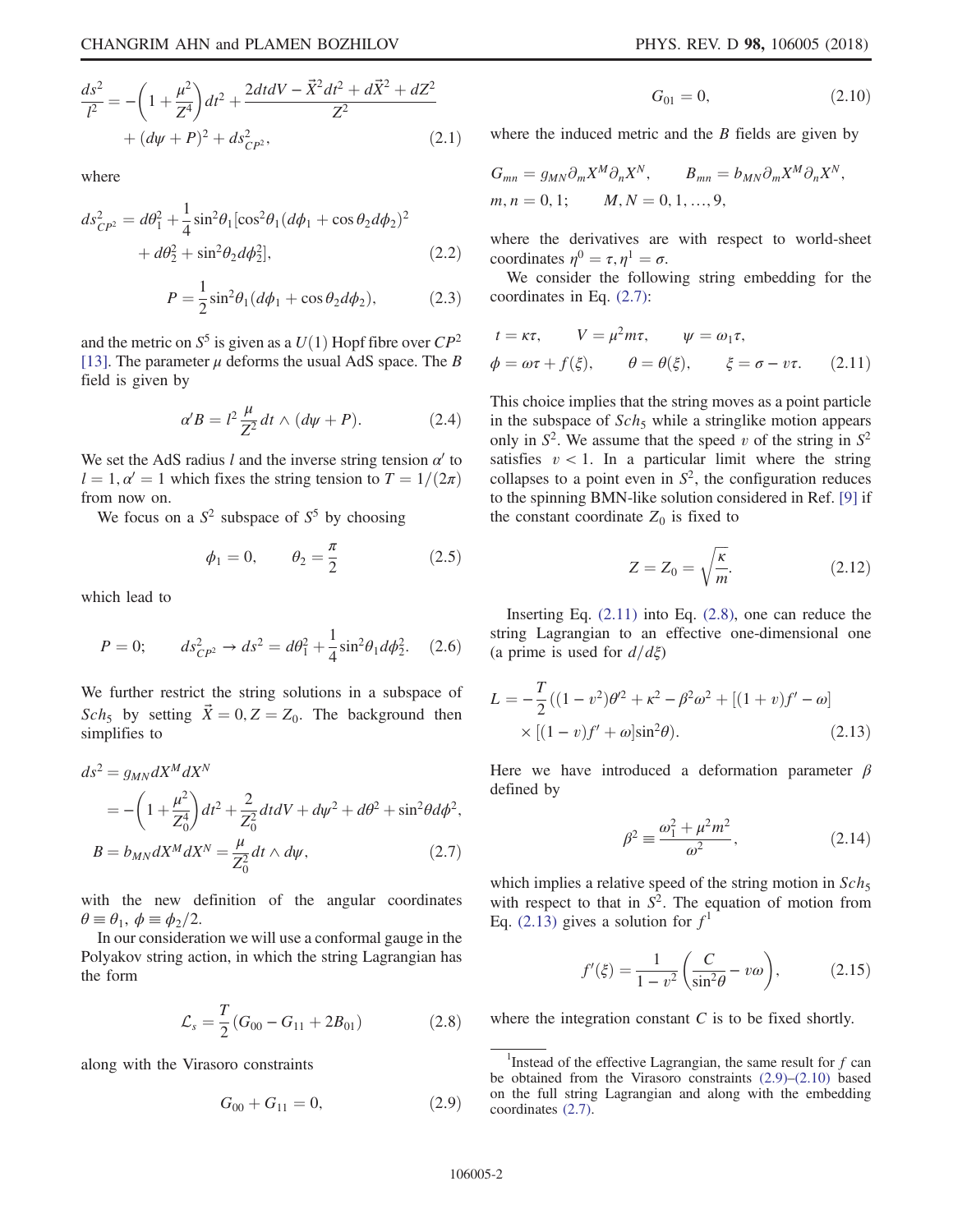$$\frac{ds^2}{l^2} = -\left(1 + \frac{\mu^2}{Z^4}\right)dt^2 + \frac{2dtdV - \vec{X}^2dt^2 + d\vec{X}^2 + dZ^2}{Z^2} + (d\psi + P)^2 + ds^2_{CP^2}, \tag{2.1}$$

where

$$ds^2_{CP^2} = d\theta_1^2 + \frac{1}{4}\sin^2\theta_1[\cos^2\theta_1(d\phi_1 + \cos\theta_2 d\phi_2)^2 + d\theta_2^2 + \sin^2\theta_2 d\phi_2^2], \tag{2.2}$$

$$P = \frac{1}{2}\sin^2\theta_1(d\phi_1 + \cos\theta_2 d\phi_2), \tag{2.3}$$

and the metric on $S^5$ is given as a $U(1)$ Hopf fibre over $CP^2$ [13]. The parameter $\mu$ deforms the usual AdS space. The $B$ field is given by

$$\alpha' B = l^2 \frac{\mu}{Z^2} dt \wedge (d\psi + P). \tag{2.4}$$

We set the AdS radius $l$ and the inverse string tension $\alpha'$ to $l = 1, \alpha' = 1$ which fixes the string tension to $T = 1/(2\pi)$ from now on.

We focus on a $S^2$ subspace of $S^5$ by choosing

$$\phi_1 = 0, \qquad \theta_2 = \frac{\pi}{2} \tag{2.5}$$

which lead to

$$P = 0; \qquad ds^2_{CP^2} \to ds^2 = d\theta_1^2 + \frac{1}{4}\sin^2\theta_1 d\phi_2^2. \tag{2.6}$$

We further restrict the string solutions in a subspace of $Sch_5$ by setting $\vec{X} = 0, Z = Z_0$. The background then simplifies to

$$\begin{aligned} ds^2 &= g_{MN}dX^M dX^N \\ &= -\left(1 + \frac{\mu^2}{Z_0^4}\right)dt^2 + \frac{2}{Z_0^2}dtdV + d\psi^2 + d\theta^2 + \sin^2\theta d\phi^2, \\ B &= b_{MN}dX^M dX^N = \frac{\mu}{Z_0^2}dt \wedge d\psi, \end{aligned} \tag{2.7}$$

with the new definition of the angular coordinates $\theta \equiv \theta_1$, $\phi \equiv \phi_2/2$.

In our consideration we will use a conformal gauge in the Polyakov string action, in which the string Lagrangian has the form

$$\mathcal{L}_s = \frac{T}{2}(G_{00} - G_{11} + 2B_{01}) \tag{2.8}$$

along with the Virasoro constraints

$$G_{00} + G_{11} = 0, \tag{2.9}$$

$$G_{01} = 0, \tag{2.10}$$

where the induced metric and the $B$ fields are given by

$$G_{mn} = g_{MN}\partial_m X^M \partial_n X^N, \qquad B_{mn} = b_{MN}\partial_m X^M \partial_n X^N,$$
$$m, n = 0, 1; \qquad M, N = 0, 1, \ldots, 9,$$

where the derivatives are with respect to world-sheet coordinates $\eta^0 = \tau, \eta^1 = \sigma$.

We consider the following string embedding for the coordinates in Eq. (2.7):

$$t = \kappa\tau, \qquad V = \mu^2 m\tau, \qquad \psi = \omega_1\tau,$$
$$\phi = \omega\tau + f(\xi), \qquad \theta = \theta(\xi), \qquad \xi = \sigma - v\tau. \tag{2.11}$$

This choice implies that the string moves as a point particle in the subspace of $Sch_5$ while a stringlike motion appears only in $S^2$. We assume that the speed $v$ of the string in $S^2$ satisfies $v < 1$. In a particular limit where the string collapses to a point even in $S^2$, the configuration reduces to the spinning BMN-like solution considered in Ref. [9] if the constant coordinate $Z_0$ is fixed to

$$Z = Z_0 = \sqrt{\frac{\kappa}{m}}. \tag{2.12}$$

Inserting Eq. (2.11) into Eq. (2.8), one can reduce the string Lagrangian to an effective one-dimensional one (a prime is used for $d/d\xi$)

$$L = -\frac{T}{2}((1 - v^2)\theta'^2 + \kappa^2 - \beta^2\omega^2 + [(1 + v)f' - \omega] \times [(1 - v)f' + \omega]\sin^2\theta). \tag{2.13}$$

Here we have introduced a deformation parameter $\beta$ defined by

$$\beta^2 \equiv \frac{\omega_1^2 + \mu^2 m^2}{\omega^2}, \tag{2.14}$$

which implies a relative speed of the string motion in $Sch_5$ with respect to that in $S^2$. The equation of motion from Eq. (2.13) gives a solution for $f$ [1]

$$f'(\xi) = \frac{1}{1 - v^2}\left(\frac{C}{\sin^2\theta} - v\omega\right), \tag{2.15}$$

where the integration constant $C$ is to be fixed shortly.

[1] Instead of the effective Lagrangian, the same result for $f$ can be obtained from the Virasoro constraints (2.9)–(2.10) based on the full string Lagrangian and along with the embedding coordinates (2.7).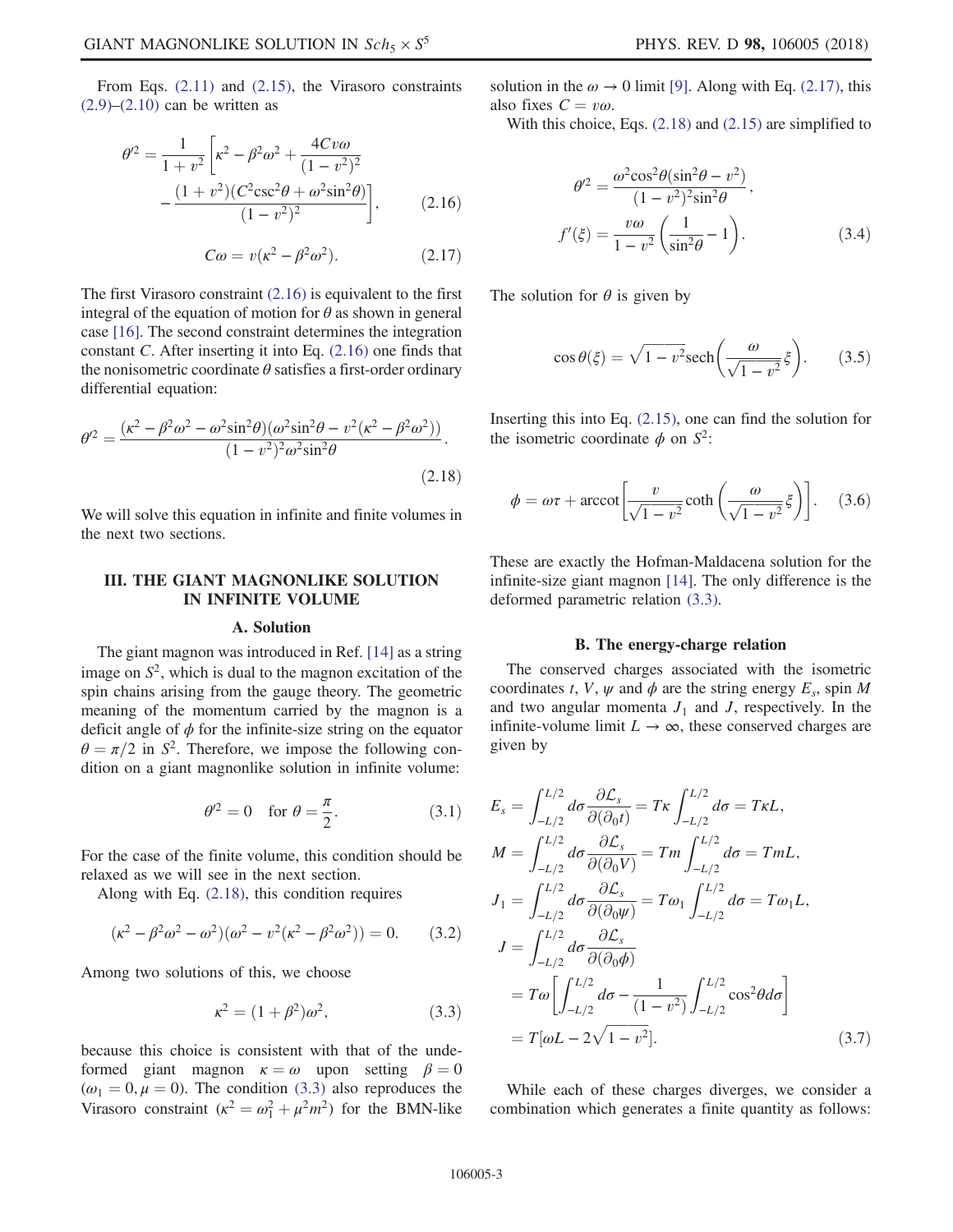From Eqs. (2.11) and (2.15), the Virasoro constraints (2.9)–(2.10) can be written as

$$\theta'^2 = \frac{1}{1+v^2}\left[\kappa^2 - \beta^2\omega^2 + \frac{4Cv\omega}{(1-v^2)^2} - \frac{(1+v^2)(C^2\csc^2\theta + \omega^2\sin^2\theta)}{(1-v^2)^2}\right], \tag{2.16}$$

$$C\omega = v(\kappa^2 - \beta^2\omega^2). \tag{2.17}$$

The first Virasoro constraint (2.16) is equivalent to the first integral of the equation of motion for $\theta$ as shown in general case [16]. The second constraint determines the integration constant $C$. After inserting it into Eq. (2.16) one finds that the nonisometric coordinate $\theta$ satisfies a first-order ordinary differential equation:

$$\theta'^2 = \frac{(\kappa^2 - \beta^2\omega^2 - \omega^2\sin^2\theta)(\omega^2\sin^2\theta - v^2(\kappa^2 - \beta^2\omega^2))}{(1-v^2)^2\omega^2\sin^2\theta}. \tag{2.18}$$

We will solve this equation in infinite and finite volumes in the next two sections.

## III. THE GIANT MAGNONLIKE SOLUTION IN INFINITE VOLUME

### A. Solution

The giant magnon was introduced in Ref. [14] as a string image on $S^2$, which is dual to the magnon excitation of the spin chains arising from the gauge theory. The geometric meaning of the momentum carried by the magnon is a deficit angle of $\phi$ for the infinite-size string on the equator $\theta = \pi/2$ in $S^2$. Therefore, we impose the following condition on a giant magnonlike solution in infinite volume:

$$\theta'^2 = 0 \quad \text{for } \theta = \frac{\pi}{2}. \tag{3.1}$$

For the case of the finite volume, this condition should be relaxed as we will see in the next section.

Along with Eq. (2.18), this condition requires

$$(\kappa^2 - \beta^2\omega^2 - \omega^2)(\omega^2 - v^2(\kappa^2 - \beta^2\omega^2)) = 0. \tag{3.2}$$

Among two solutions of this, we choose

$$\kappa^2 = (1+\beta^2)\omega^2, \tag{3.3}$$

because this choice is consistent with that of the undeformed giant magnon $\kappa = \omega$ upon setting $\beta = 0$ ($\omega_1 = 0, \mu = 0$). The condition (3.3) also reproduces the Virasoro constraint ($\kappa^2 = \omega_1^2 + \mu^2 m^2$) for the BMN-like solution in the $\omega \to 0$ limit [9]. Along with Eq. (2.17), this also fixes $C = v\omega$.

With this choice, Eqs. (2.18) and (2.15) are simplified to

$$\theta'^2 = \frac{\omega^2\cos^2\theta(\sin^2\theta - v^2)}{(1-v^2)^2\sin^2\theta},$$
$$f'(\xi) = \frac{v\omega}{1-v^2}\left(\frac{1}{\sin^2\theta} - 1\right). \tag{3.4}$$

The solution for $\theta$ is given by

$$\cos\theta(\xi) = \sqrt{1-v^2}\,\mathrm{sech}\left(\frac{\omega}{\sqrt{1-v^2}}\xi\right). \tag{3.5}$$

Inserting this into Eq. (2.15), one can find the solution for the isometric coordinate $\phi$ on $S^2$:

$$\phi = \omega\tau + \mathrm{arccot}\left[\frac{v}{\sqrt{1-v^2}}\coth\left(\frac{\omega}{\sqrt{1-v^2}}\xi\right)\right]. \tag{3.6}$$

These are exactly the Hofman-Maldacena solution for the infinite-size giant magnon [14]. The only difference is the deformed parametric relation (3.3).

### B. The energy-charge relation

The conserved charges associated with the isometric coordinates $t$, $V$, $\psi$ and $\phi$ are the string energy $E_s$, spin $M$ and two angular momenta $J_1$ and $J$, respectively. In the infinite-volume limit $L \to \infty$, these conserved charges are given by

$$\begin{aligned}
E_s &= \int_{-L/2}^{L/2} d\sigma \frac{\partial \mathcal{L}_s}{\partial(\partial_0 t)} = T\kappa \int_{-L/2}^{L/2} d\sigma = T\kappa L, \\
M &= \int_{-L/2}^{L/2} d\sigma \frac{\partial \mathcal{L}_s}{\partial(\partial_0 V)} = Tm \int_{-L/2}^{L/2} d\sigma = TmL, \\
J_1 &= \int_{-L/2}^{L/2} d\sigma \frac{\partial \mathcal{L}_s}{\partial(\partial_0 \psi)} = T\omega_1 \int_{-L/2}^{L/2} d\sigma = T\omega_1 L, \\
J &= \int_{-L/2}^{L/2} d\sigma \frac{\partial \mathcal{L}_s}{\partial(\partial_0 \phi)} \\
&= T\omega\left[\int_{-L/2}^{L/2} d\sigma - \frac{1}{(1-v^2)}\int_{-L/2}^{L/2} \cos^2\theta d\sigma\right] \\
&= T[\omega L - 2\sqrt{1-v^2}].
\end{aligned} \tag{3.7}$$

While each of these charges diverges, we consider a combination which generates a finite quantity as follows: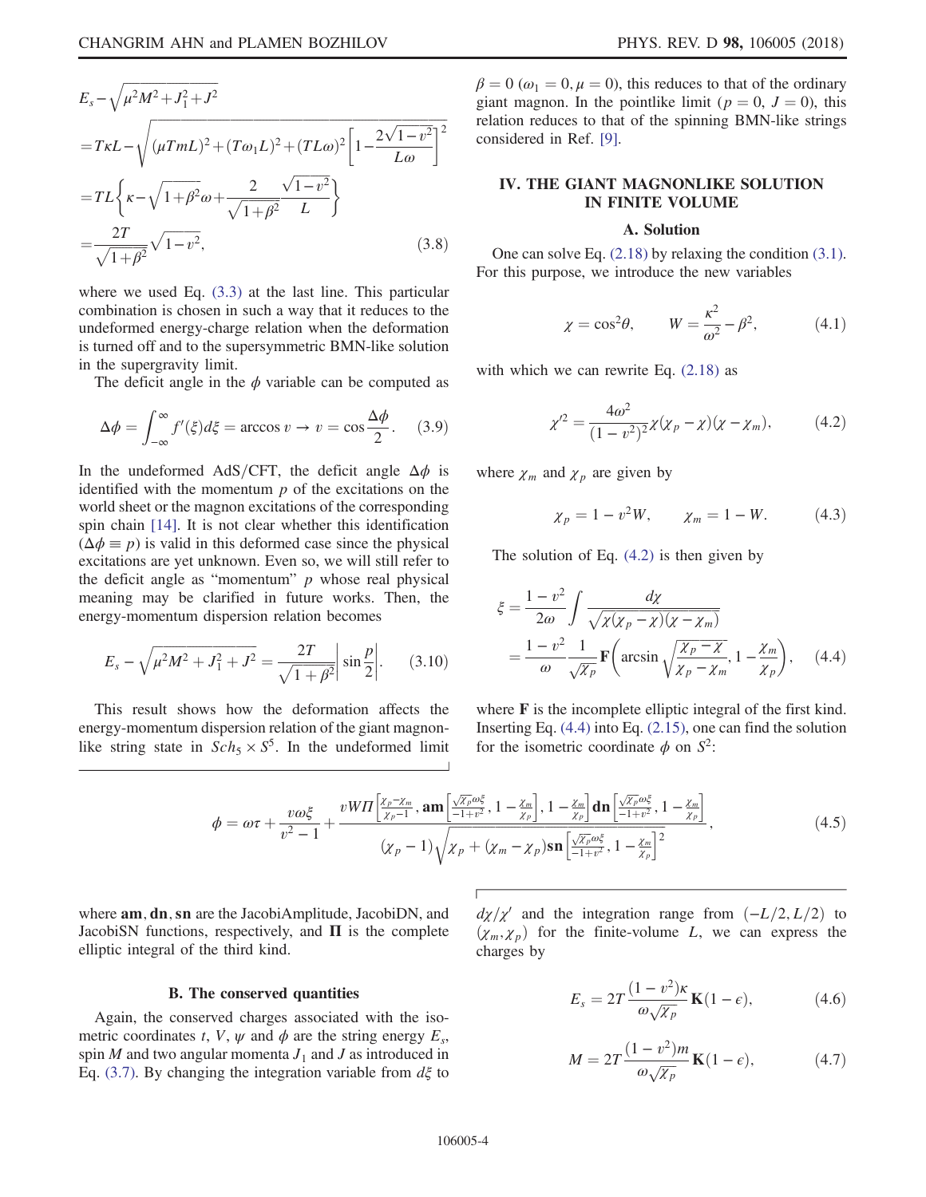$$
\begin{aligned}
&E_s-\sqrt{\mu^2M^2+J_1^2+J^2}\\
&=T\kappa L-\sqrt{(\mu TmL)^2+(T\omega_1 L)^2+(TL\omega)^2\left[1-\frac{2\sqrt{1-v^2}}{L\omega}\right]^2}\\
&=TL\left\{\kappa-\sqrt{1+\beta^2}\omega+\frac{2}{\sqrt{1+\beta^2}}\frac{\sqrt{1-v^2}}{L}\right\}\\
&=\frac{2T}{\sqrt{1+\beta^2}}\sqrt{1-v^2},
\end{aligned}
\tag{3.8}
$$

where we used Eq. (3.3) at the last line. This particular combination is chosen in such a way that it reduces to the undeformed energy-charge relation when the deformation is turned off and to the supersymmetric BMN-like solution in the supergravity limit.

The deficit angle in the $\phi$ variable can be computed as

$$
\Delta\phi=\int_{-\infty}^{\infty}f'(\xi)d\xi=\arccos v\rightarrow v=\cos\frac{\Delta\phi}{2}. \tag{3.9}
$$

In the undeformed AdS/CFT, the deficit angle $\Delta\phi$ is identified with the momentum $p$ of the excitations on the world sheet or the magnon excitations of the corresponding spin chain [14]. It is not clear whether this identification ($\Delta\phi\equiv p$) is valid in this deformed case since the physical excitations are yet unknown. Even so, we will still refer to the deficit angle as "momentum" $p$ whose real physical meaning may be clarified in future works. Then, the energy-momentum dispersion relation becomes

$$
E_s-\sqrt{\mu^2M^2+J_1^2+J^2}=\frac{2T}{\sqrt{1+\beta^2}}\left|\sin\frac{p}{2}\right|. \tag{3.10}
$$

This result shows how the deformation affects the energy-momentum dispersion relation of the giant magnon-like string state in $Sch_5\times S^5$. In the undeformed limit $\beta=0$ ($\omega_1=0,\mu=0$), this reduces to that of the ordinary giant magnon. In the pointlike limit ($p=0$, $J=0$), this relation reduces to that of the spinning BMN-like strings considered in Ref. [9].

## IV. THE GIANT MAGNONLIKE SOLUTION IN FINITE VOLUME

### A. Solution

One can solve Eq. (2.18) by relaxing the condition (3.1). For this purpose, we introduce the new variables

$$
\chi=\cos^2\theta,\qquad W=\frac{\kappa^2}{\omega^2}-\beta^2, \tag{4.1}
$$

with which we can rewrite Eq. (2.18) as

$$
\chi'^2=\frac{4\omega^2}{(1-v^2)^2}\chi(\chi_p-\chi)(\chi-\chi_m), \tag{4.2}
$$

where $\chi_m$ and $\chi_p$ are given by

$$
\chi_p=1-v^2W,\qquad \chi_m=1-W. \tag{4.3}
$$

The solution of Eq. (4.2) is then given by

$$
\begin{aligned}
\xi&=\frac{1-v^2}{2\omega}\int\frac{d\chi}{\sqrt{\chi(\chi_p-\chi)(\chi-\chi_m)}}\\
&=\frac{1-v^2}{\omega}\frac{1}{\sqrt{\chi_p}}\mathbf{F}\left(\arcsin\sqrt{\frac{\chi_p-\chi}{\chi_p-\chi_m}},1-\frac{\chi_m}{\chi_p}\right),
\end{aligned}
\tag{4.4}
$$

where $\mathbf{F}$ is the incomplete elliptic integral of the first kind. Inserting Eq. (4.4) into Eq. (2.15), one can find the solution for the isometric coordinate $\phi$ on $S^2$:

$$
\phi=\omega\tau+\frac{v\omega\xi}{v^2-1}+\frac{vW\Pi\left[\frac{\chi_p-\chi_m}{\chi_p-1},\mathbf{am}\left[\frac{\sqrt{\chi_p}\omega\xi}{-1+v^2},1-\frac{\chi_m}{\chi_p}\right],1-\frac{\chi_m}{\chi_p}\right]\mathbf{dn}\left[\frac{\sqrt{\chi_p}\omega\xi}{-1+v^2},1-\frac{\chi_m}{\chi_p}\right]}{(\chi_p-1)\sqrt{\chi_p+(\chi_m-\chi_p)\mathbf{sn}\left[\frac{\sqrt{\chi_p}\omega\xi}{-1+v^2},1-\frac{\chi_m}{\chi_p}\right]^2}}, \tag{4.5}
$$

where $\mathbf{am},\mathbf{dn},\mathbf{sn}$ are the JacobiAmplitude, JacobiDN, and JacobiSN functions, respectively, and $\mathbf{\Pi}$ is the complete elliptic integral of the third kind.

### B. The conserved quantities

Again, the conserved charges associated with the isometric coordinates $t$, $V$, $\psi$ and $\phi$ are the string energy $E_s$, spin $M$ and two angular momenta $J_1$ and $J$ as introduced in Eq. (3.7). By changing the integration variable from $d\xi$ to $d\chi/\chi'$ and the integration range from $(-L/2,L/2)$ to $(\chi_m,\chi_p)$ for the finite-volume $L$, we can express the charges by

$$
E_s=2T\frac{(1-v^2)\kappa}{\omega\sqrt{\chi_p}}\mathbf{K}(1-\epsilon), \tag{4.6}
$$

$$
M=2T\frac{(1-v^2)m}{\omega\sqrt{\chi_p}}\mathbf{K}(1-\epsilon), \tag{4.7}
$$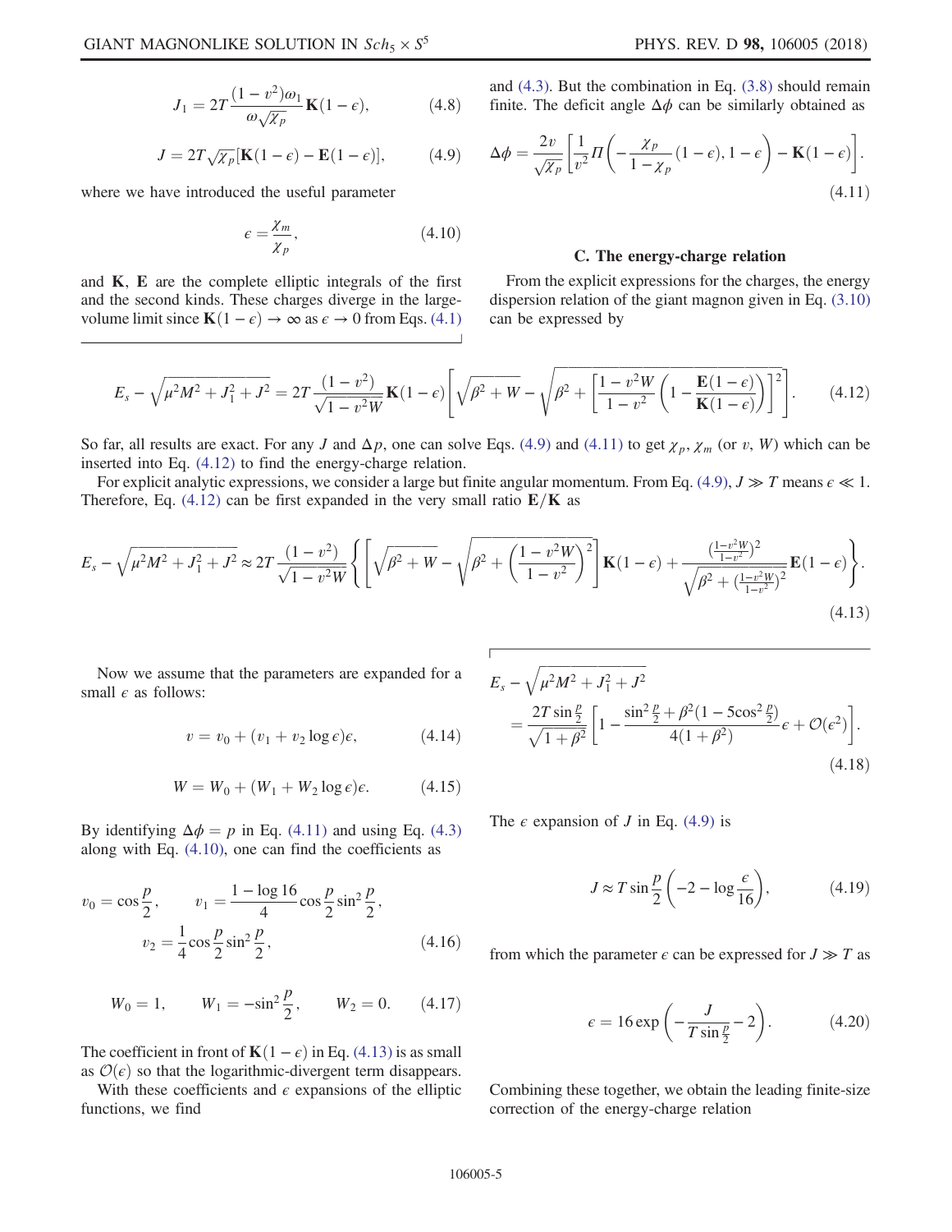$$J_1 = 2T\frac{(1-v^2)\omega_1}{\omega\sqrt{\chi_p}}\mathbf{K}(1-\epsilon), \tag{4.8}$$

$$J = 2T\sqrt{\chi_p}[\mathbf{K}(1-\epsilon) - \mathbf{E}(1-\epsilon)], \tag{4.9}$$

where we have introduced the useful parameter

$$\epsilon = \frac{\chi_m}{\chi_p}, \tag{4.10}$$

and $\mathbf{K}$, $\mathbf{E}$ are the complete elliptic integrals of the first and the second kinds. These charges diverge in the large-volume limit since $\mathbf{K}(1-\epsilon) \to \infty$ as $\epsilon \to 0$ from Eqs. (4.1) and (4.3). But the combination in Eq. (3.8) should remain finite. The deficit angle $\Delta\phi$ can be similarly obtained as

$$\Delta\phi = \frac{2v}{\sqrt{\chi_p}}\left[\frac{1}{v^2}\Pi\left(-\frac{\chi_p}{1-\chi_p}(1-\epsilon), 1-\epsilon\right) - \mathbf{K}(1-\epsilon)\right]. \tag{4.11}$$

### C. The energy-charge relation

From the explicit expressions for the charges, the energy dispersion relation of the giant magnon given in Eq. (3.10) can be expressed by

$$E_s - \sqrt{\mu^2M^2 + J_1^2 + J^2} = 2T\frac{(1-v^2)}{\sqrt{1-v^2W}}\mathbf{K}(1-\epsilon)\left[\sqrt{\beta^2+W} - \sqrt{\beta^2 + \left[\frac{1-v^2W}{1-v^2}\left(1-\frac{\mathbf{E}(1-\epsilon)}{\mathbf{K}(1-\epsilon)}\right)\right]^2}\,\right]. \tag{4.12}$$

So far, all results are exact. For any $J$ and $\Delta p$, one can solve Eqs. (4.9) and (4.11) to get $\chi_p$, $\chi_m$ (or $v$, $W$) which can be inserted into Eq. (4.12) to find the energy-charge relation.

For explicit analytic expressions, we consider a large but finite angular momentum. From Eq. (4.9), $J \gg T$ means $\epsilon \ll 1$. Therefore, Eq. (4.12) can be first expanded in the very small ratio $\mathbf{E}/\mathbf{K}$ as

$$E_s - \sqrt{\mu^2M^2 + J_1^2 + J^2} \approx 2T\frac{(1-v^2)}{\sqrt{1-v^2W}}\left\{\left[\sqrt{\beta^2+W} - \sqrt{\beta^2 + \left(\frac{1-v^2W}{1-v^2}\right)^2}\,\right]\mathbf{K}(1-\epsilon) + \frac{\left(\frac{1-v^2W}{1-v^2}\right)^2}{\sqrt{\beta^2 + \left(\frac{1-v^2W}{1-v^2}\right)^2}}\mathbf{E}(1-\epsilon)\right\}. \tag{4.13}$$

Now we assume that the parameters are expanded for a small $\epsilon$ as follows:

$$v = v_0 + (v_1 + v_2\log\epsilon)\epsilon, \tag{4.14}$$

$$W = W_0 + (W_1 + W_2\log\epsilon)\epsilon. \tag{4.15}$$

By identifying $\Delta\phi = p$ in Eq. (4.11) and using Eq. (4.3) along with Eq. (4.10), one can find the coefficients as

$$v_0 = \cos\frac{p}{2}, \qquad v_1 = \frac{1-\log 16}{4}\cos\frac{p}{2}\sin^2\frac{p}{2}, \qquad v_2 = \frac{1}{4}\cos\frac{p}{2}\sin^2\frac{p}{2}, \tag{4.16}$$

$$W_0 = 1, \qquad W_1 = -\sin^2\frac{p}{2}, \qquad W_2 = 0. \tag{4.17}$$

The coefficient in front of $\mathbf{K}(1-\epsilon)$ in Eq. (4.13) is as small as $\mathcal{O}(\epsilon)$ so that the logarithmic-divergent term disappears.

With these coefficients and $\epsilon$ expansions of the elliptic functions, we find

$$E_s - \sqrt{\mu^2M^2 + J_1^2 + J^2} = \frac{2T\sin\frac{p}{2}}{\sqrt{1+\beta^2}}\left[1 - \frac{\sin^2\frac{p}{2} + \beta^2(1-5\cos^2\frac{p}{2})}{4(1+\beta^2)}\epsilon + \mathcal{O}(\epsilon^2)\right]. \tag{4.18}$$

The $\epsilon$ expansion of $J$ in Eq. (4.9) is

$$J \approx T\sin\frac{p}{2}\left(-2 - \log\frac{\epsilon}{16}\right), \tag{4.19}$$

from which the parameter $\epsilon$ can be expressed for $J \gg T$ as

$$\epsilon = 16\exp\left(-\frac{J}{T\sin\frac{p}{2}} - 2\right). \tag{4.20}$$

Combining these together, we obtain the leading finite-size correction of the energy-charge relation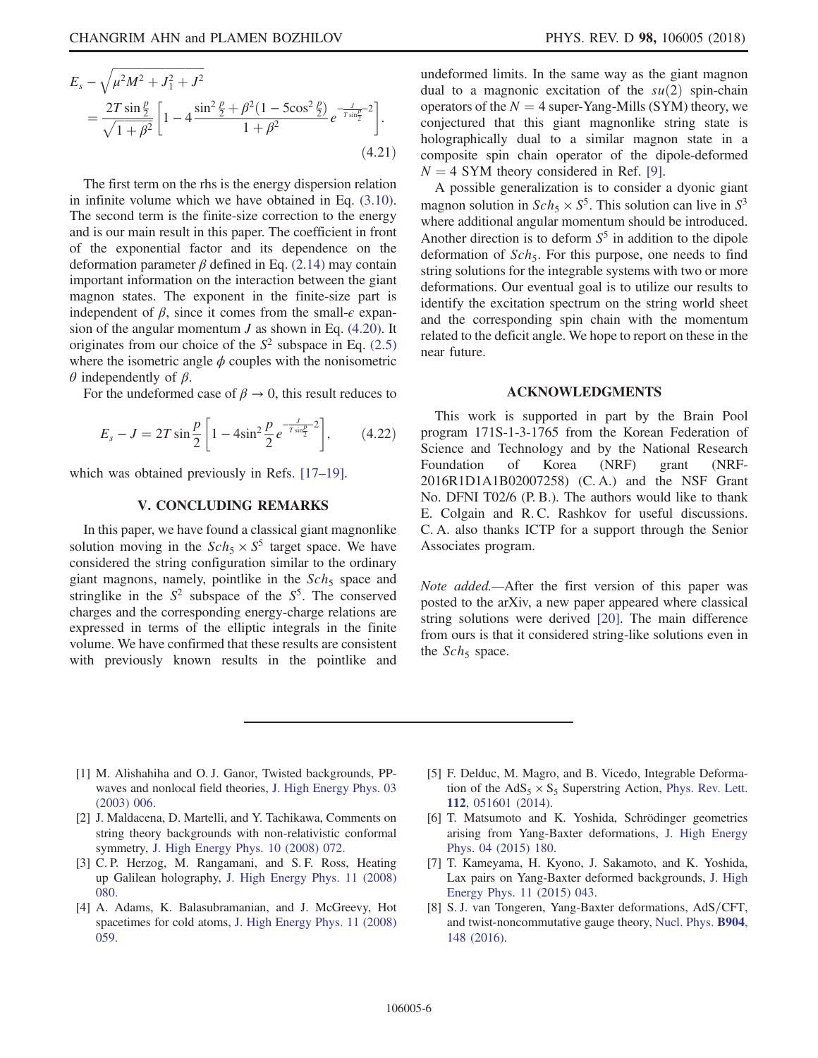$$
\begin{aligned}
E_s - \sqrt{\mu^2 M^2 + J_1^2 + J^2}
&= \frac{2T \sin\frac{p}{2}}{\sqrt{1+\beta^2}} \left[ 1 - 4 \frac{\sin^2\frac{p}{2} + \beta^2 (1 - 5\cos^2\frac{p}{2})}{1+\beta^2} e^{-\frac{J}{T \sin\frac{p}{2}} - 2} \right].
\end{aligned}
\tag{4.21}
$$

The first term on the rhs is the energy dispersion relation in infinite volume which we have obtained in Eq. (3.10). The second term is the finite-size correction to the energy and is our main result in this paper. The coefficient in front of the exponential factor and its dependence on the deformation parameter $\beta$ defined in Eq. (2.14) may contain important information on the interaction between the giant magnon states. The exponent in the finite-size part is independent of $\beta$, since it comes from the small-$\epsilon$ expansion of the angular momentum $J$ as shown in Eq. (4.20). It originates from our choice of the $S^2$ subspace in Eq. (2.5) where the isometric angle $\phi$ couples with the nonisometric $\theta$ independently of $\beta$.

For the undeformed case of $\beta \to 0$, this result reduces to

$$
E_s - J = 2T \sin\frac{p}{2} \left[ 1 - 4 \sin^2\frac{p}{2} \, e^{-\frac{J}{T \sin\frac{p}{2}} - 2} \right], \tag{4.22}
$$

which was obtained previously in Refs. [17–19].

## V. CONCLUDING REMARKS

In this paper, we have found a classical giant magnonlike solution moving in the $Sch_5 \times S^5$ target space. We have considered the string configuration similar to the ordinary giant magnons, namely, pointlike in the $Sch_5$ space and stringlike in the $S^2$ subspace of the $S^5$. The conserved charges and the corresponding energy-charge relations are expressed in terms of the elliptic integrals in the finite volume. We have confirmed that these results are consistent with previously known results in the pointlike and undeformed limits. In the same way as the giant magnon dual to a magnonic excitation of the $su(2)$ spin-chain operators of the $N = 4$ super-Yang-Mills (SYM) theory, we conjectured that this giant magnonlike string state is holographically dual to a similar magnon state in a composite spin chain operator of the dipole-deformed $N = 4$ SYM theory considered in Ref. [9].

A possible generalization is to consider a dyonic giant magnon solution in $Sch_5 \times S^5$. This solution can live in $S^3$ where additional angular momentum should be introduced. Another direction is to deform $S^5$ in addition to the dipole deformation of $Sch_5$. For this purpose, one needs to find string solutions for the integrable systems with two or more deformations. Our eventual goal is to utilize our results to identify the excitation spectrum on the string world sheet and the corresponding spin chain with the momentum related to the deficit angle. We hope to report on these in the near future.

## ACKNOWLEDGMENTS

This work is supported in part by the Brain Pool program 171S-1-3-1765 from the Korean Federation of Science and Technology and by the National Research Foundation of Korea (NRF) grant (NRF-2016R1D1A1B02007258) (C. A.) and the NSF Grant No. DFNI T02/6 (P. B.). The authors would like to thank E. Colgain and R. C. Rashkov for useful discussions. C. A. also thanks ICTP for a support through the Senior Associates program.

*Note added.*—After the first version of this paper was posted to the arXiv, a new paper appeared where classical string solutions were derived [20]. The main difference from ours is that it considered string-like solutions even in the $Sch_5$ space.

---

[1] M. Alishahiha and O. J. Ganor, Twisted backgrounds, PP-waves and nonlocal field theories, J. High Energy Phys. 03 (2003) 006.

[2] J. Maldacena, D. Martelli, and Y. Tachikawa, Comments on string theory backgrounds with non-relativistic conformal symmetry, J. High Energy Phys. 10 (2008) 072.

[3] C. P. Herzog, M. Rangamani, and S. F. Ross, Heating up Galilean holography, J. High Energy Phys. 11 (2008) 080.

[4] A. Adams, K. Balasubramanian, and J. McGreevy, Hot spacetimes for cold atoms, J. High Energy Phys. 11 (2008) 059.

[5] F. Delduc, M. Magro, and B. Vicedo, Integrable Deformation of the $AdS_5 \times S_5$ Superstring Action, Phys. Rev. Lett. **112**, 051601 (2014).

[6] T. Matsumoto and K. Yoshida, Schrödinger geometries arising from Yang-Baxter deformations, J. High Energy Phys. 04 (2015) 180.

[7] T. Kameyama, H. Kyono, J. Sakamoto, and K. Yoshida, Lax pairs on Yang-Baxter deformed backgrounds, J. High Energy Phys. 11 (2015) 043.

[8] S. J. van Tongeren, Yang-Baxter deformations, AdS/CFT, and twist-noncommutative gauge theory, Nucl. Phys. **B904**, 148 (2016).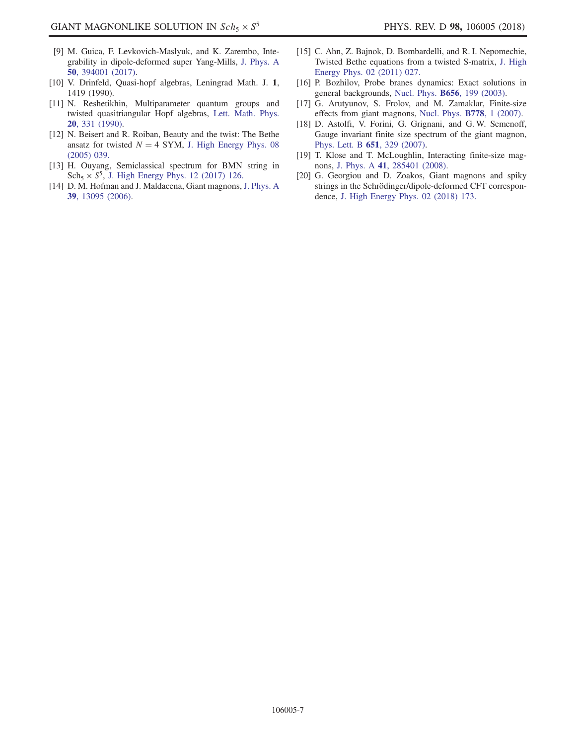[9] M. Guica, F. Levkovich-Maslyuk, and K. Zarembo, Integrability in dipole-deformed super Yang-Mills, J. Phys. A **50**, 394001 (2017).

[10] V. Drinfeld, Quasi-hopf algebras, Leningrad Math. J. **1**, 1419 (1990).

[11] N. Reshetikhin, Multiparameter quantum groups and twisted quasitriangular Hopf algebras, Lett. Math. Phys. **20**, 331 (1990).

[12] N. Beisert and R. Roiban, Beauty and the twist: The Bethe ansatz for twisted $N = 4$ SYM, J. High Energy Phys. 08 (2005) 039.

[13] H. Ouyang, Semiclassical spectrum for BMN string in $\mathrm{Sch}_5 \times S^5$, J. High Energy Phys. 12 (2017) 126.

[14] D. M. Hofman and J. Maldacena, Giant magnons, J. Phys. A **39**, 13095 (2006).

[15] C. Ahn, Z. Bajnok, D. Bombardelli, and R. I. Nepomechie, Twisted Bethe equations from a twisted S-matrix, J. High Energy Phys. 02 (2011) 027.

[16] P. Bozhilov, Probe branes dynamics: Exact solutions in general backgrounds, Nucl. Phys. **B656**, 199 (2003).

[17] G. Arutyunov, S. Frolov, and M. Zamaklar, Finite-size effects from giant magnons, Nucl. Phys. **B778**, 1 (2007).

[18] D. Astolfi, V. Forini, G. Grignani, and G. W. Semenoff, Gauge invariant finite size spectrum of the giant magnon, Phys. Lett. B **651**, 329 (2007).

[19] T. Klose and T. McLoughlin, Interacting finite-size magnons, J. Phys. A **41**, 285401 (2008).

[20] G. Georgiou and D. Zoakos, Giant magnons and spiky strings in the Schrödinger/dipole-deformed CFT correspondence, J. High Energy Phys. 02 (2018) 173.